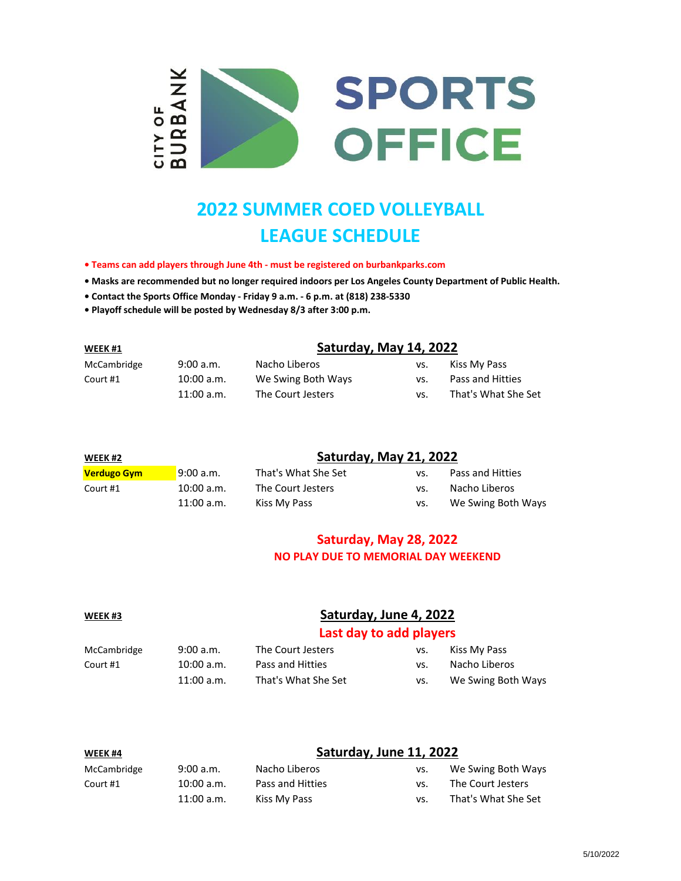CITY OF BURBANK

# SPORTS OFFICE

## 2022 SUMMER COED VOLLEYBALL LEAGUE SCHEDULE

- **Teams can add players through June 4th - must be registered on burbankparks.com**
- **Masks are recommended but no longer required indoors per Los Angeles County Department of Public Health.**
- **Contact the Sports Office Monday - Friday 9 a.m. - 6 p.m. at (818) 238-5330**
- **Playoff schedule will be posted by Wednesday 8/3 after 3:00 p.m.**

### WEEK #1 — Saturday, May 14, 2022

| Location | Time | Team | | Team |
|---|---|---|---|---|
| McCambridge | 9:00 a.m. | Nacho Liberos | vs. | Kiss My Pass |
| Court #1 | 10:00 a.m. | We Swing Both Ways | vs. | Pass and Hitties |
| | 11:00 a.m. | The Court Jesters | vs. | That's What She Set |

### WEEK #2 — Saturday, May 21, 2022

| Location | Time | Team | | Team |
|---|---|---|---|---|
| **Verdugo Gym** | 9:00 a.m. | That's What She Set | vs. | Pass and Hitties |
| Court #1 | 10:00 a.m. | The Court Jesters | vs. | Nacho Liberos |
| | 11:00 a.m. | Kiss My Pass | vs. | We Swing Both Ways |

**Saturday, May 28, 2022**

**NO PLAY DUE TO MEMORIAL DAY WEEKEND**

### WEEK #3 — Saturday, June 4, 2022

**Last day to add players**

| Location | Time | Team | | Team |
|---|---|---|---|---|
| McCambridge | 9:00 a.m. | The Court Jesters | vs. | Kiss My Pass |
| Court #1 | 10:00 a.m. | Pass and Hitties | vs. | Nacho Liberos |
| | 11:00 a.m. | That's What She Set | vs. | We Swing Both Ways |

### WEEK #4 — Saturday, June 11, 2022

| Location | Time | Team | | Team |
|---|---|---|---|---|
| McCambridge | 9:00 a.m. | Nacho Liberos | vs. | We Swing Both Ways |
| Court #1 | 10:00 a.m. | Pass and Hitties | vs. | The Court Jesters |
| | 11:00 a.m. | Kiss My Pass | vs. | That's What She Set |

5/10/2022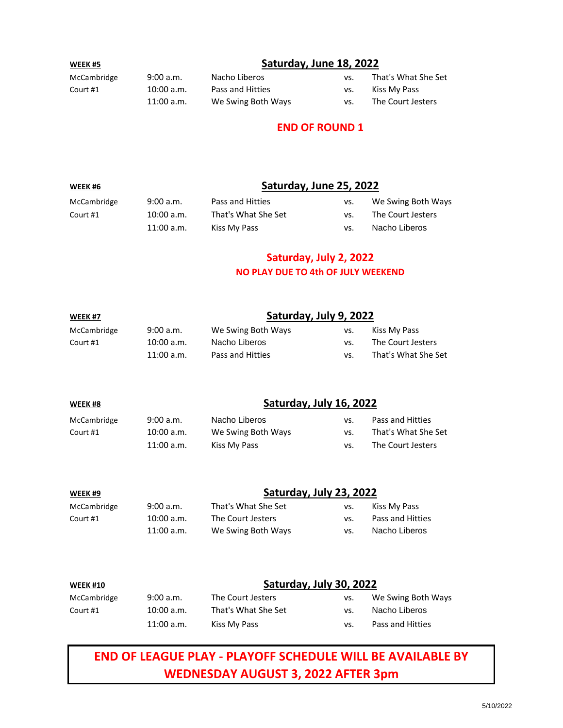**WEEK #5** — **Saturday, June 18, 2022**

| | | | | |
|---|---|---|---|---|
| McCambridge | 9:00 a.m. | Nacho Liberos | vs. | That's What She Set |
| Court #1 | 10:00 a.m. | Pass and Hitties | vs. | Kiss My Pass |
| | 11:00 a.m. | We Swing Both Ways | vs. | The Court Jesters |

**END OF ROUND 1**

**WEEK #6** — **Saturday, June 25, 2022**

| | | | | |
|---|---|---|---|---|
| McCambridge | 9:00 a.m. | Pass and Hitties | vs. | We Swing Both Ways |
| Court #1 | 10:00 a.m. | That's What She Set | vs. | The Court Jesters |
| | 11:00 a.m. | Kiss My Pass | vs. | Nacho Liberos |

**Saturday, July 2, 2022**

**NO PLAY DUE TO 4th OF JULY WEEKEND**

**WEEK #7** — **Saturday, July 9, 2022**

| | | | | |
|---|---|---|---|---|
| McCambridge | 9:00 a.m. | We Swing Both Ways | vs. | Kiss My Pass |
| Court #1 | 10:00 a.m. | Nacho Liberos | vs. | The Court Jesters |
| | 11:00 a.m. | Pass and Hitties | vs. | That's What She Set |

**WEEK #8** — **Saturday, July 16, 2022**

| | | | | |
|---|---|---|---|---|
| McCambridge | 9:00 a.m. | Nacho Liberos | vs. | Pass and Hitties |
| Court #1 | 10:00 a.m. | We Swing Both Ways | vs. | That's What She Set |
| | 11:00 a.m. | Kiss My Pass | vs. | The Court Jesters |

**WEEK #9** — **Saturday, July 23, 2022**

| | | | | |
|---|---|---|---|---|
| McCambridge | 9:00 a.m. | That's What She Set | vs. | Kiss My Pass |
| Court #1 | 10:00 a.m. | The Court Jesters | vs. | Pass and Hitties |
| | 11:00 a.m. | We Swing Both Ways | vs. | Nacho Liberos |

**WEEK #10** — **Saturday, July 30, 2022**

| | | | | |
|---|---|---|---|---|
| McCambridge | 9:00 a.m. | The Court Jesters | vs. | We Swing Both Ways |
| Court #1 | 10:00 a.m. | That's What She Set | vs. | Nacho Liberos |
| | 11:00 a.m. | Kiss My Pass | vs. | Pass and Hitties |

**END OF LEAGUE PLAY - PLAYOFF SCHEDULE WILL BE AVAILABLE BY WEDNESDAY AUGUST 3, 2022 AFTER 3pm**

5/10/2022